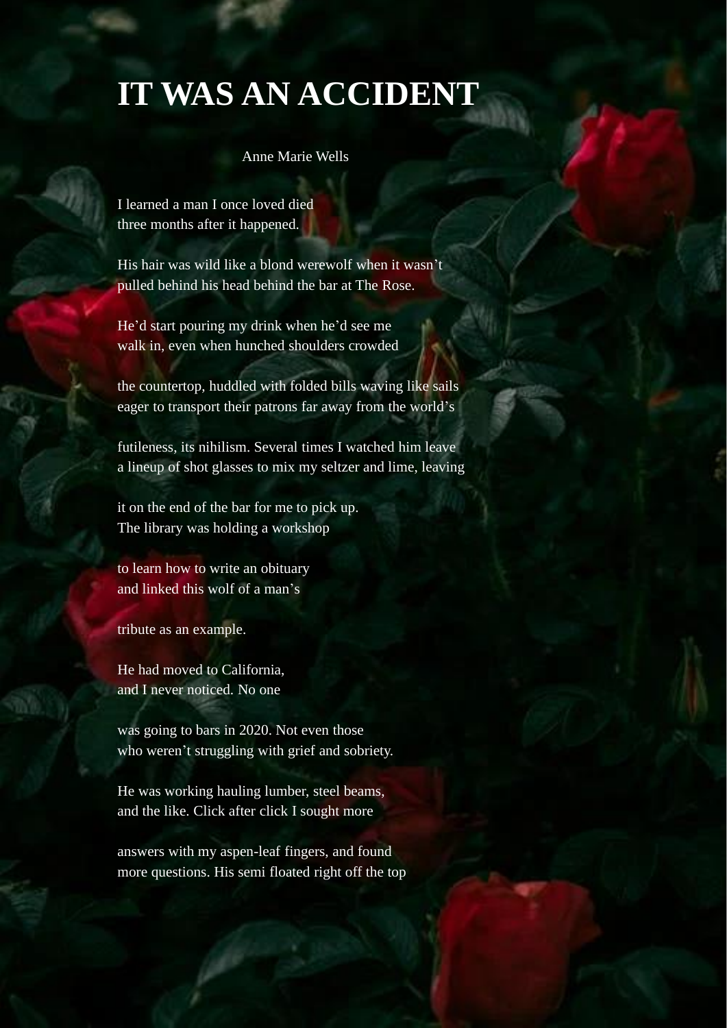# IT WAS AN ACCIDENT

Anne Marie Wells

I learned a man I once loved died
three months after it happened.

His hair was wild like a blond werewolf when it wasn't
pulled behind his head behind the bar at The Rose.

He'd start pouring my drink when he'd see me
walk in, even when hunched shoulders crowded

the countertop, huddled with folded bills waving like sails
eager to transport their patrons far away from the world's

futileness, its nihilism. Several times I watched him leave
a lineup of shot glasses to mix my seltzer and lime, leaving

it on the end of the bar for me to pick up.
The library was holding a workshop

to learn how to write an obituary
and linked this wolf of a man's

tribute as an example.

He had moved to California,
and I never noticed. No one

was going to bars in 2020. Not even those
who weren't struggling with grief and sobriety.

He was working hauling lumber, steel beams,
and the like. Click after click I sought more

answers with my aspen-leaf fingers, and found
more questions. His semi floated right off the top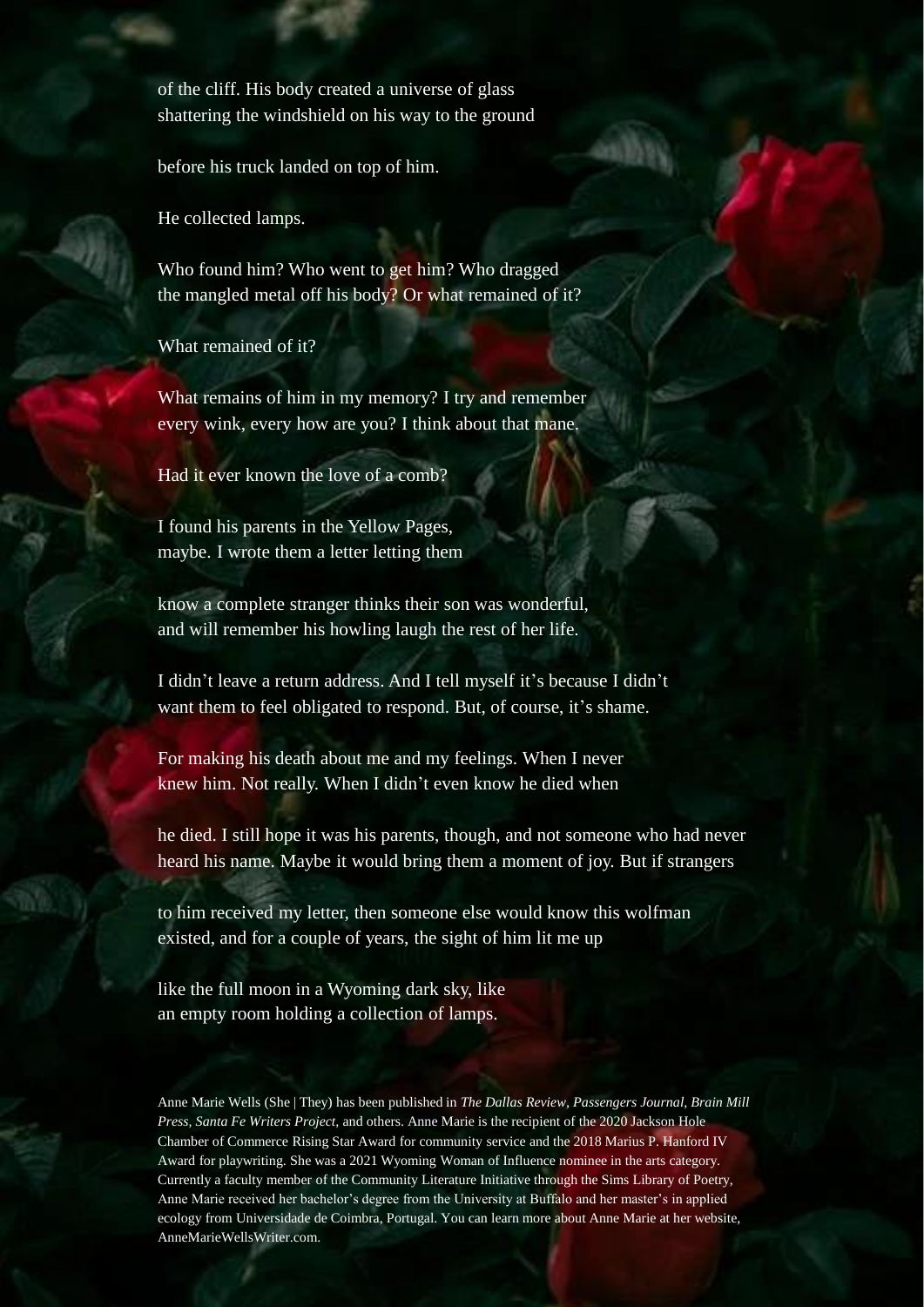of the cliff. His body created a universe of glass
shattering the windshield on his way to the ground

before his truck landed on top of him.

He collected lamps.

Who found him? Who went to get him? Who dragged
the mangled metal off his body? Or what remained of it?

What remained of it?

What remains of him in my memory? I try and remember
every wink, every how are you? I think about that mane.

Had it ever known the love of a comb?

I found his parents in the Yellow Pages,
maybe. I wrote them a letter letting them

know a complete stranger thinks their son was wonderful,
and will remember his howling laugh the rest of her life.

I didn't leave a return address. And I tell myself it's because I didn't
want them to feel obligated to respond. But, of course, it's shame.

For making his death about me and my feelings. When I never
knew him. Not really. When I didn't even know he died when

he died. I still hope it was his parents, though, and not someone who had never
heard his name. Maybe it would bring them a moment of joy. But if strangers

to him received my letter, then someone else would know this wolfman
existed, and for a couple of years, the sight of him lit me up

like the full moon in a Wyoming dark sky, like
an empty room holding a collection of lamps.

Anne Marie Wells (She | They) has been published in *The Dallas Review*, *Passengers Journal*, *Brain Mill Press*, *Santa Fe Writers Project*, and others. Anne Marie is the recipient of the 2020 Jackson Hole Chamber of Commerce Rising Star Award for community service and the 2018 Marius P. Hanford IV Award for playwriting. She was a 2021 Wyoming Woman of Influence nominee in the arts category. Currently a faculty member of the Community Literature Initiative through the Sims Library of Poetry, Anne Marie received her bachelor's degree from the University at Buffalo and her master's in applied ecology from Universidade de Coimbra, Portugal. You can learn more about Anne Marie at her website, AnneMarieWellsWriter.com.